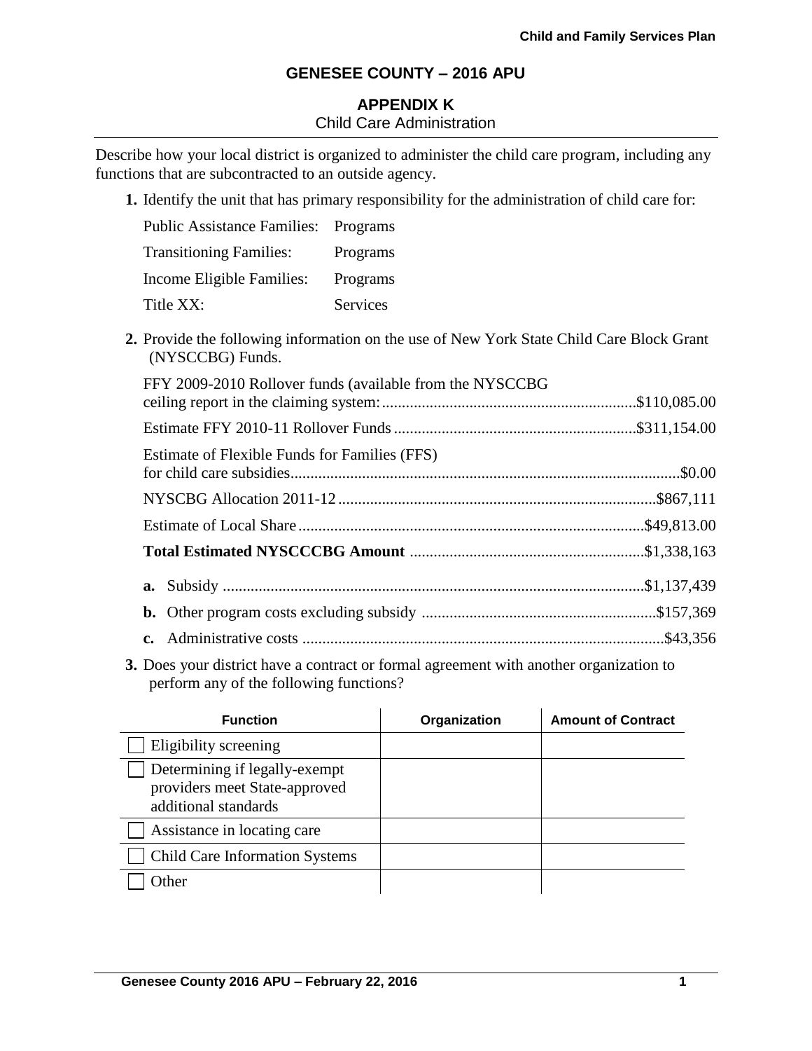# GENESEE COUNTY – 2016 APU

## APPENDIX K

Child Care Administration

Describe how your local district is organized to administer the child care program, including any functions that are subcontracted to an outside agency.

**1.** Identify the unit that has primary responsibility for the administration of child care for:

| | |
|---|---|
| Public Assistance Families: | Programs |
| Transitioning Families: | Programs |
| Income Eligible Families: | Programs |
| Title XX: | Services |

**2.** Provide the following information on the use of New York State Child Care Block Grant (NYSCCBG) Funds.

FFY 2009-2010 Rollover funds (available from the NYSCCBG ceiling report in the claiming system: ............ $110,085.00

Estimate FFY 2010-11 Rollover Funds ............ $311,154.00

Estimate of Flexible Funds for Families (FFS) for child care subsidies ............ $0.00

NYSCBG Allocation 2011-12 ............ $867,111

Estimate of Local Share ............ $49,813.00

**Total Estimated NYSCCCBG Amount** ............ $1,338,163

**a.** Subsidy ............ $1,137,439

**b.** Other program costs excluding subsidy ............ $157,369

**c.** Administrative costs ............ $43,356

**3.** Does your district have a contract or formal agreement with another organization to perform any of the following functions?

| Function | Organization | Amount of Contract |
|---|---|---|
| ☐ Eligibility screening | | |
| ☐ Determining if legally-exempt providers meet State-approved additional standards | | |
| ☐ Assistance in locating care | | |
| ☐ Child Care Information Systems | | |
| ☐ Other | | |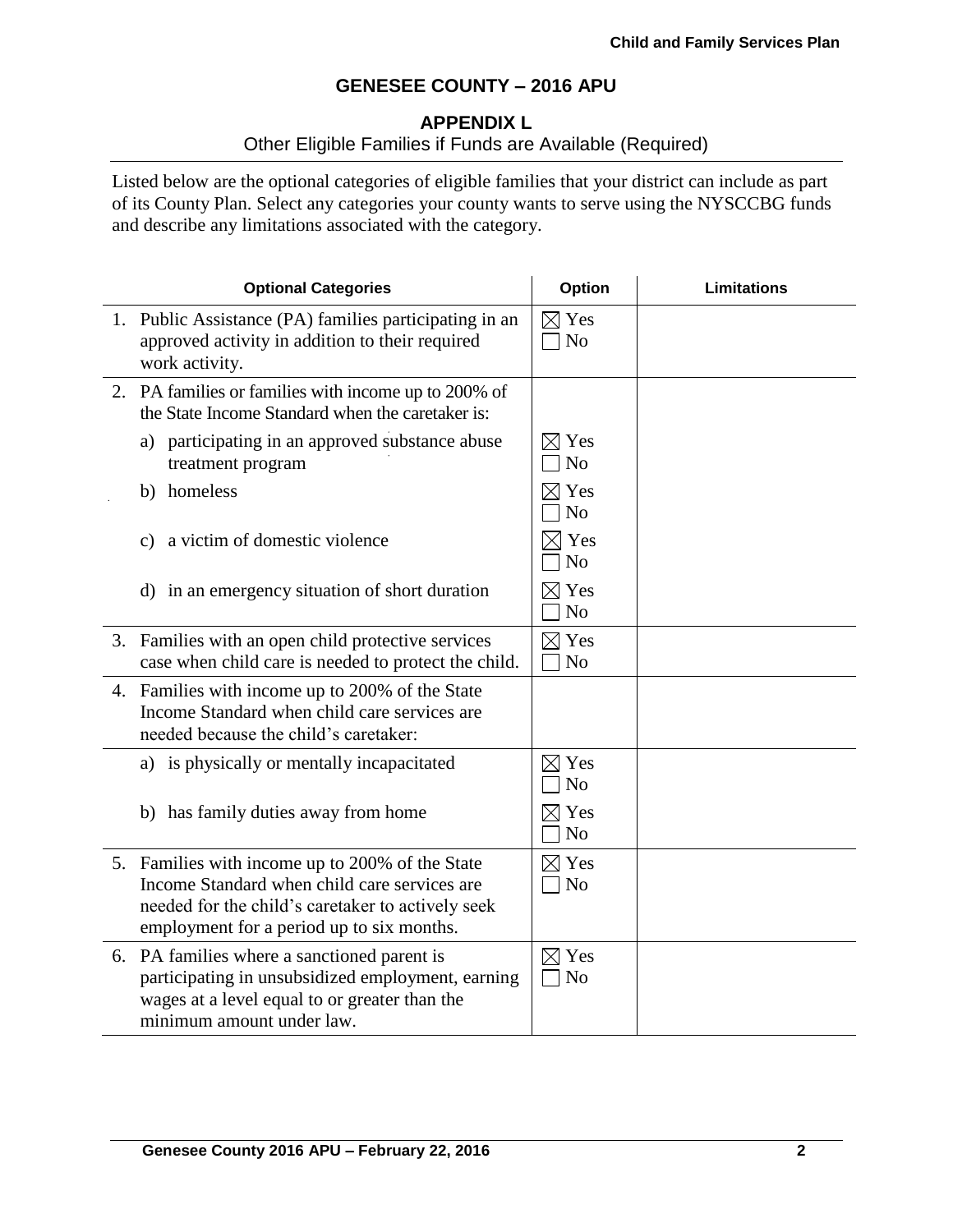## GENESEE COUNTY – 2016 APU

### APPENDIX L

Other Eligible Families if Funds are Available (Required)

Listed below are the optional categories of eligible families that your district can include as part of its County Plan. Select any categories your county wants to serve using the NYSCCBG funds and describe any limitations associated with the category.

| Optional Categories | Option | Limitations |
|---|---|---|
| 1. Public Assistance (PA) families participating in an approved activity in addition to their required work activity. | ☒ Yes ☐ No | |
| 2. PA families or families with income up to 200% of the State Income Standard when the caretaker is: | | |
| a) participating in an approved substance abuse treatment program | ☒ Yes ☐ No | |
| b) homeless | ☒ Yes ☐ No | |
| c) a victim of domestic violence | ☒ Yes ☐ No | |
| d) in an emergency situation of short duration | ☒ Yes ☐ No | |
| 3. Families with an open child protective services case when child care is needed to protect the child. | ☒ Yes ☐ No | |
| 4. Families with income up to 200% of the State Income Standard when child care services are needed because the child's caretaker: | | |
| a) is physically or mentally incapacitated | ☒ Yes ☐ No | |
| b) has family duties away from home | ☒ Yes ☐ No | |
| 5. Families with income up to 200% of the State Income Standard when child care services are needed for the child's caretaker to actively seek employment for a period up to six months. | ☒ Yes ☐ No | |
| 6. PA families where a sanctioned parent is participating in unsubsidized employment, earning wages at a level equal to or greater than the minimum amount under law. | ☒ Yes ☐ No | |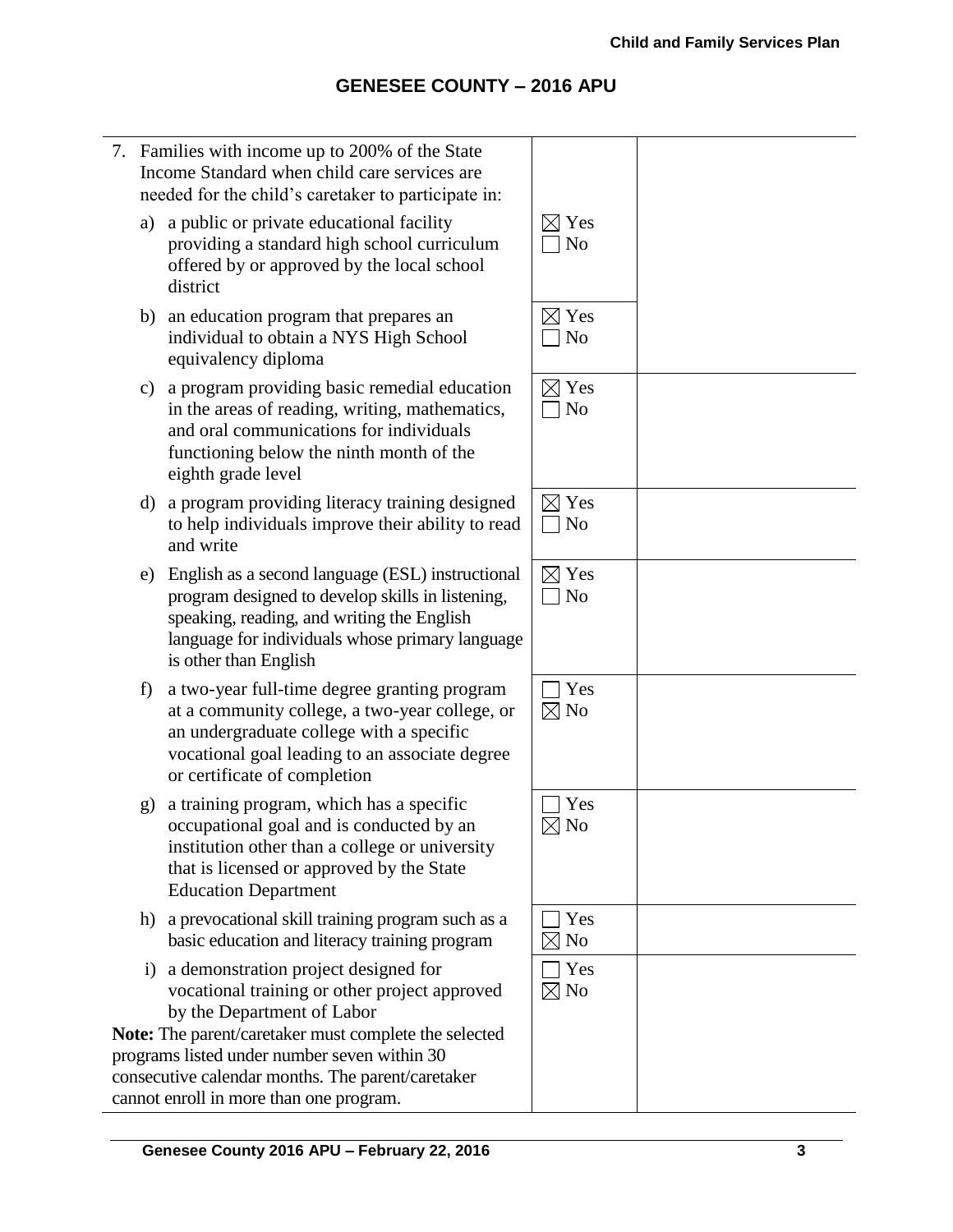| | | |
|---|---|---|
| 7. Families with income up to 200% of the State Income Standard when child care services are needed for the child's caretaker to participate in: | | |
| a) a public or private educational facility providing a standard high school curriculum offered by or approved by the local school district | ☒ Yes<br>☐ No | |
| b) an education program that prepares an individual to obtain a NYS High School equivalency diploma | ☒ Yes<br>☐ No | |
| c) a program providing basic remedial education in the areas of reading, writing, mathematics, and oral communications for individuals functioning below the ninth month of the eighth grade level | ☒ Yes<br>☐ No | |
| d) a program providing literacy training designed to help individuals improve their ability to read and write | ☒ Yes<br>☐ No | |
| e) English as a second language (ESL) instructional program designed to develop skills in listening, speaking, reading, and writing the English language for individuals whose primary language is other than English | ☒ Yes<br>☐ No | |
| f) a two-year full-time degree granting program at a community college, a two-year college, or an undergraduate college with a specific vocational goal leading to an associate degree or certificate of completion | ☐ Yes<br>☒ No | |
| g) a training program, which has a specific occupational goal and is conducted by an institution other than a college or university that is licensed or approved by the State Education Department | ☐ Yes<br>☒ No | |
| h) a prevocational skill training program such as a basic education and literacy training program | ☐ Yes<br>☒ No | |
| i) a demonstration project designed for vocational training or other project approved by the Department of Labor<br>**Note:** The parent/caretaker must complete the selected programs listed under number seven within 30 consecutive calendar months. The parent/caretaker cannot enroll in more than one program. | ☐ Yes<br>☒ No | |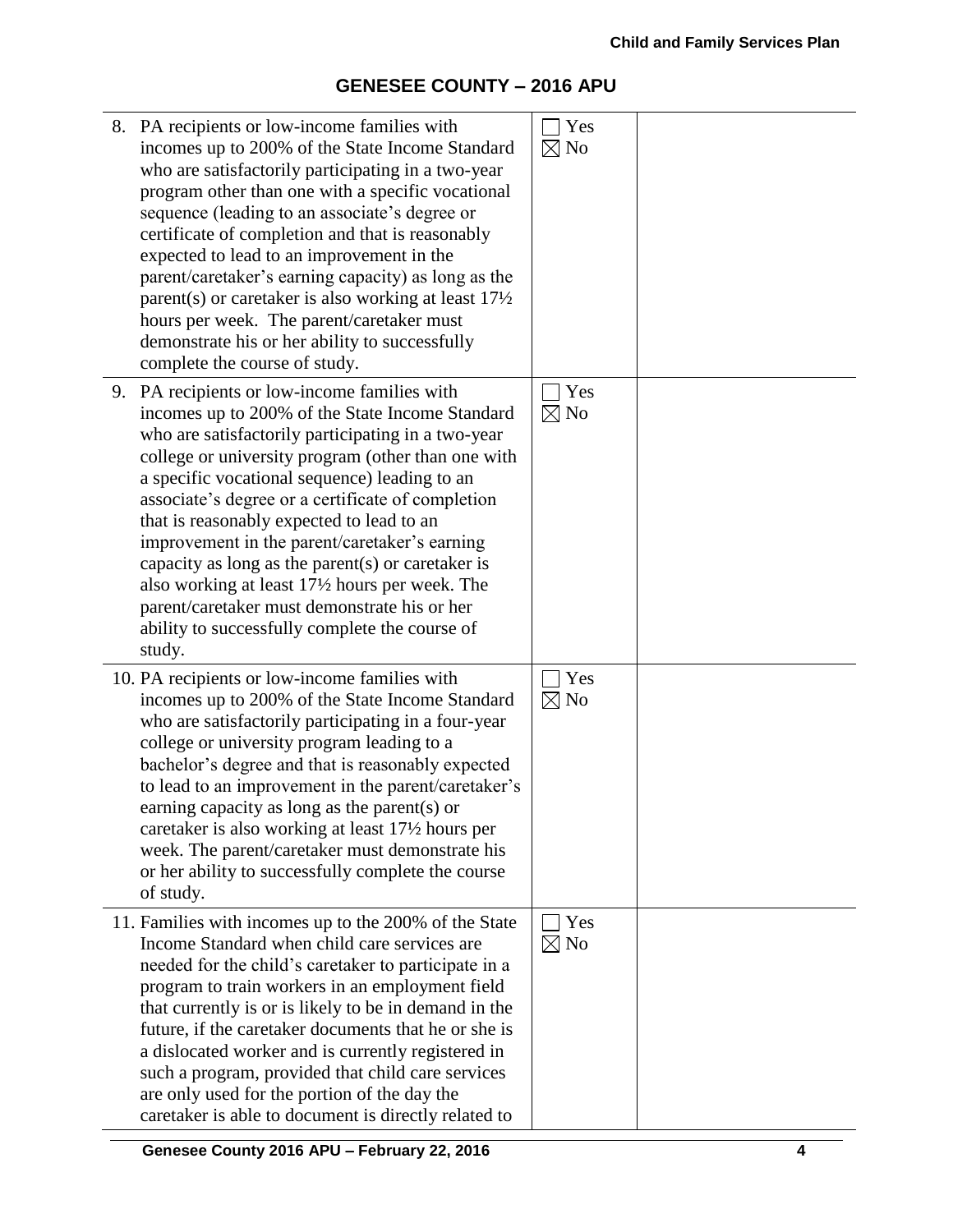## GENESEE COUNTY – 2016 APU

| | | |
|---|---|---|
| 8. PA recipients or low-income families with incomes up to 200% of the State Income Standard who are satisfactorily participating in a two-year program other than one with a specific vocational sequence (leading to an associate's degree or certificate of completion and that is reasonably expected to lead to an improvement in the parent/caretaker's earning capacity) as long as the parent(s) or caretaker is also working at least 17½ hours per week. The parent/caretaker must demonstrate his or her ability to successfully complete the course of study. | ☐ Yes ☒ No | |
| 9. PA recipients or low-income families with incomes up to 200% of the State Income Standard who are satisfactorily participating in a two-year college or university program (other than one with a specific vocational sequence) leading to an associate's degree or a certificate of completion that is reasonably expected to lead to an improvement in the parent/caretaker's earning capacity as long as the parent(s) or caretaker is also working at least 17½ hours per week. The parent/caretaker must demonstrate his or her ability to successfully complete the course of study. | ☐ Yes ☒ No | |
| 10. PA recipients or low-income families with incomes up to 200% of the State Income Standard who are satisfactorily participating in a four-year college or university program leading to a bachelor's degree and that is reasonably expected to lead to an improvement in the parent/caretaker's earning capacity as long as the parent(s) or caretaker is also working at least 17½ hours per week. The parent/caretaker must demonstrate his or her ability to successfully complete the course of study. | ☐ Yes ☒ No | |
| 11. Families with incomes up to the 200% of the State Income Standard when child care services are needed for the child's caretaker to participate in a program to train workers in an employment field that currently is or is likely to be in demand in the future, if the caretaker documents that he or she is a dislocated worker and is currently registered in such a program, provided that child care services are only used for the portion of the day the caretaker is able to document is directly related to | ☐ Yes ☒ No | |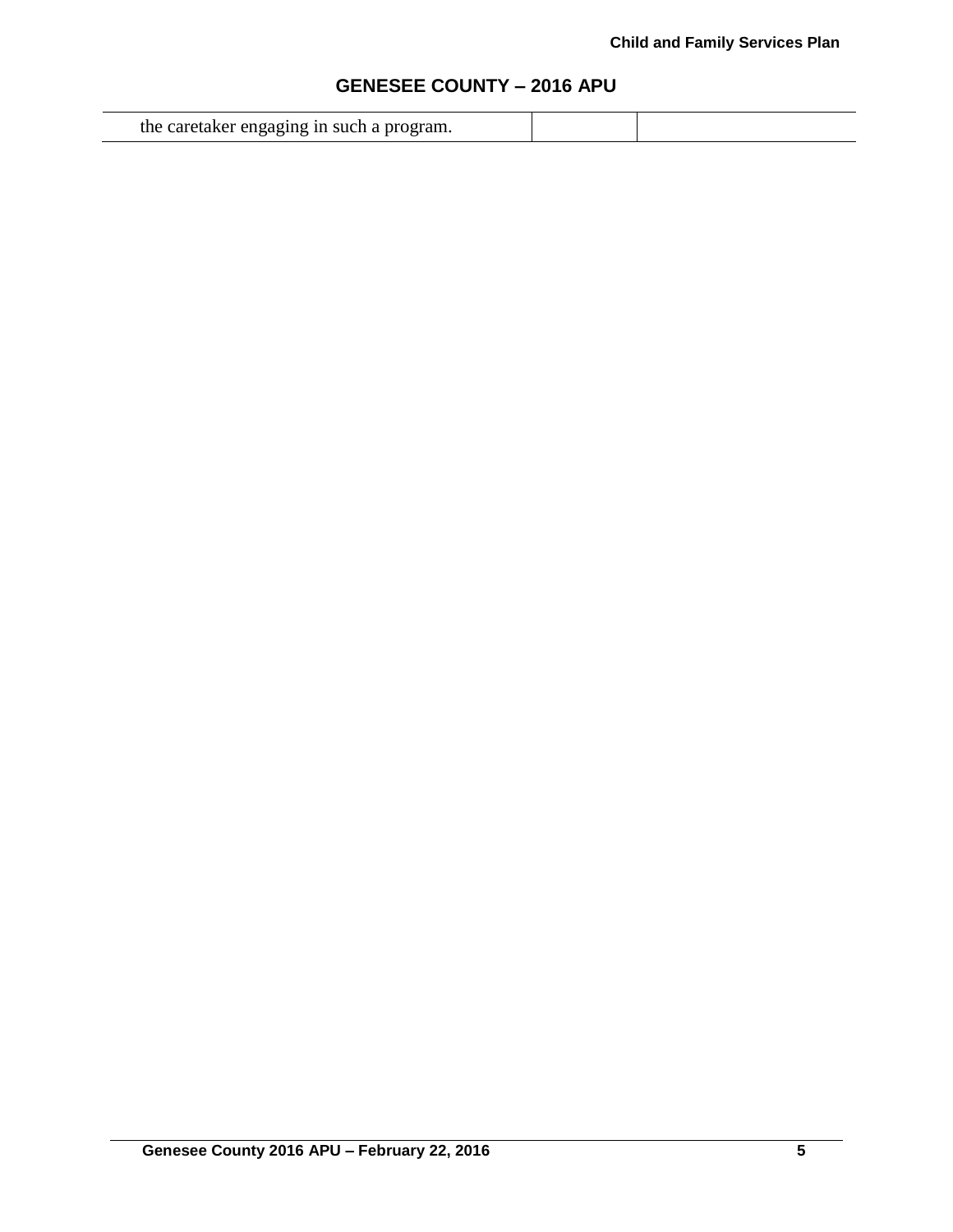| the caretaker engaging in such a program. | | |
|---|---|---|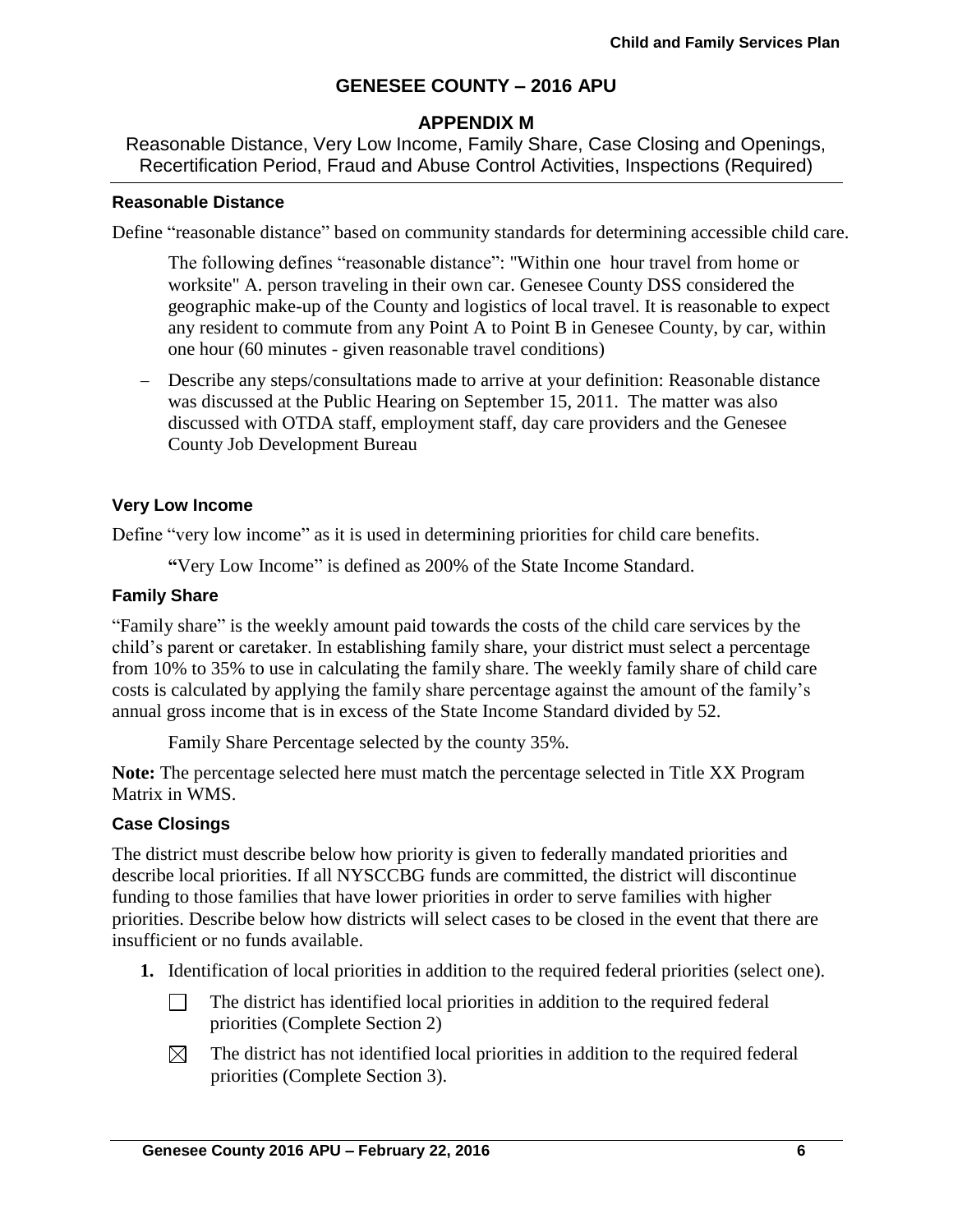## GENESEE COUNTY – 2016 APU

### APPENDIX M

Reasonable Distance, Very Low Income, Family Share, Case Closing and Openings, Recertification Period, Fraud and Abuse Control Activities, Inspections (Required)

#### Reasonable Distance

Define "reasonable distance" based on community standards for determining accessible child care.

The following defines "reasonable distance": "Within one hour travel from home or worksite" A. person traveling in their own car. Genesee County DSS considered the geographic make-up of the County and logistics of local travel. It is reasonable to expect any resident to commute from any Point A to Point B in Genesee County, by car, within one hour (60 minutes - given reasonable travel conditions)

– Describe any steps/consultations made to arrive at your definition: Reasonable distance was discussed at the Public Hearing on September 15, 2011. The matter was also discussed with OTDA staff, employment staff, day care providers and the Genesee County Job Development Bureau

#### Very Low Income

Define "very low income" as it is used in determining priorities for child care benefits.

**"**Very Low Income" is defined as 200% of the State Income Standard.

#### Family Share

"Family share" is the weekly amount paid towards the costs of the child care services by the child's parent or caretaker. In establishing family share, your district must select a percentage from 10% to 35% to use in calculating the family share. The weekly family share of child care costs is calculated by applying the family share percentage against the amount of the family's annual gross income that is in excess of the State Income Standard divided by 52.

Family Share Percentage selected by the county 35%.

**Note:** The percentage selected here must match the percentage selected in Title XX Program Matrix in WMS.

#### Case Closings

The district must describe below how priority is given to federally mandated priorities and describe local priorities. If all NYSCCBG funds are committed, the district will discontinue funding to those families that have lower priorities in order to serve families with higher priorities. Describe below how districts will select cases to be closed in the event that there are insufficient or no funds available.

**1.** Identification of local priorities in addition to the required federal priorities (select one).

- ☐ The district has identified local priorities in addition to the required federal priorities (Complete Section 2)
- ☒ The district has not identified local priorities in addition to the required federal priorities (Complete Section 3).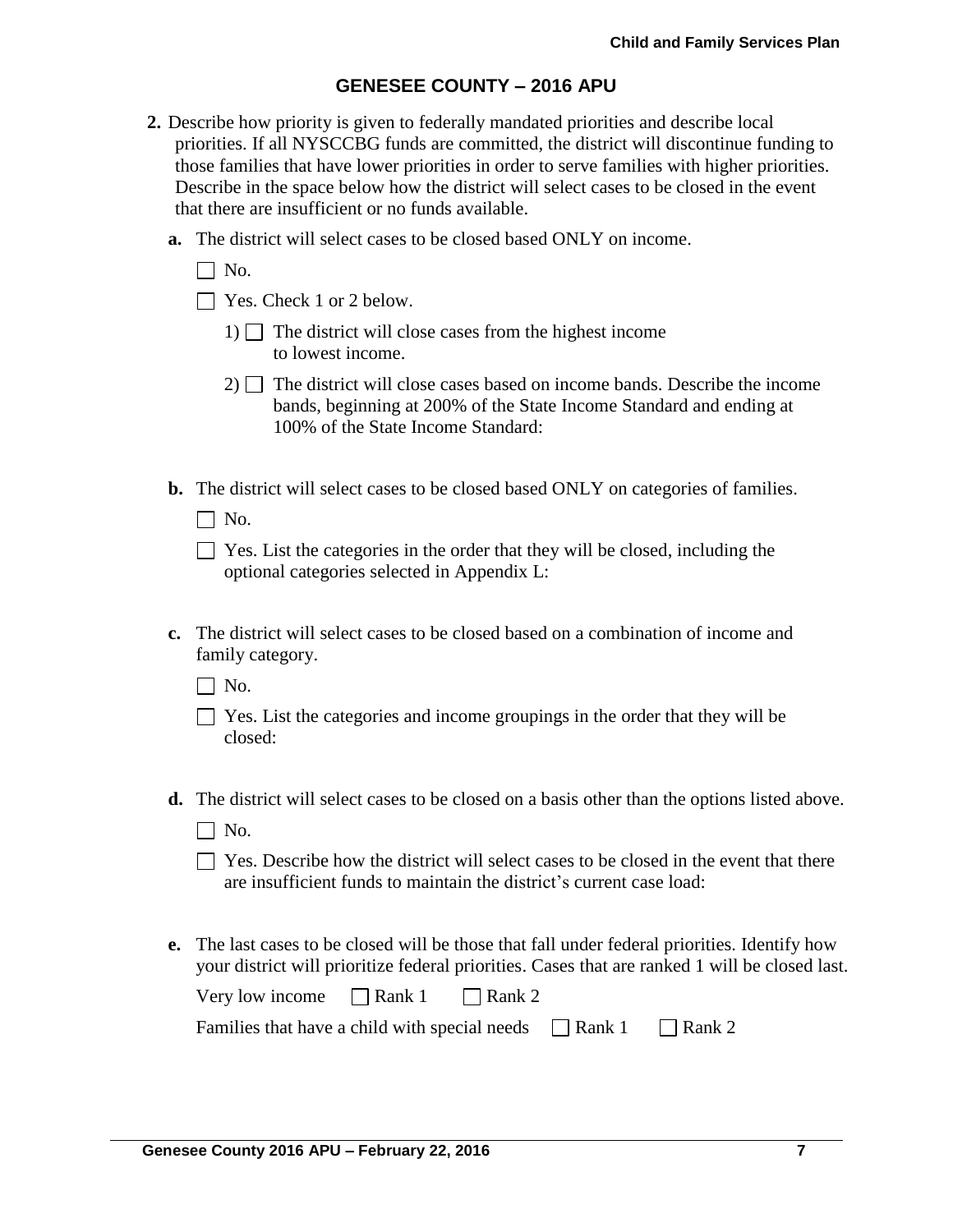## GENESEE COUNTY – 2016 APU

**2.** Describe how priority is given to federally mandated priorities and describe local priorities. If all NYSCCBG funds are committed, the district will discontinue funding to those families that have lower priorities in order to serve families with higher priorities. Describe in the space below how the district will select cases to be closed in the event that there are insufficient or no funds available.

**a.** The district will select cases to be closed based ONLY on income.

☐ No.

☐ Yes. Check 1 or 2 below.

1) ☐ The district will close cases from the highest income to lowest income.

2) ☐ The district will close cases based on income bands. Describe the income bands, beginning at 200% of the State Income Standard and ending at 100% of the State Income Standard:

**b.** The district will select cases to be closed based ONLY on categories of families.

☐ No.

☐ Yes. List the categories in the order that they will be closed, including the optional categories selected in Appendix L:

**c.** The district will select cases to be closed based on a combination of income and family category.

☐ No.

☐ Yes. List the categories and income groupings in the order that they will be closed:

**d.** The district will select cases to be closed on a basis other than the options listed above.

☐ No.

☐ Yes. Describe how the district will select cases to be closed in the event that there are insufficient funds to maintain the district's current case load:

**e.** The last cases to be closed will be those that fall under federal priorities. Identify how your district will prioritize federal priorities. Cases that are ranked 1 will be closed last.

Very low income ☐ Rank 1 ☐ Rank 2

Families that have a child with special needs ☐ Rank 1 ☐ Rank 2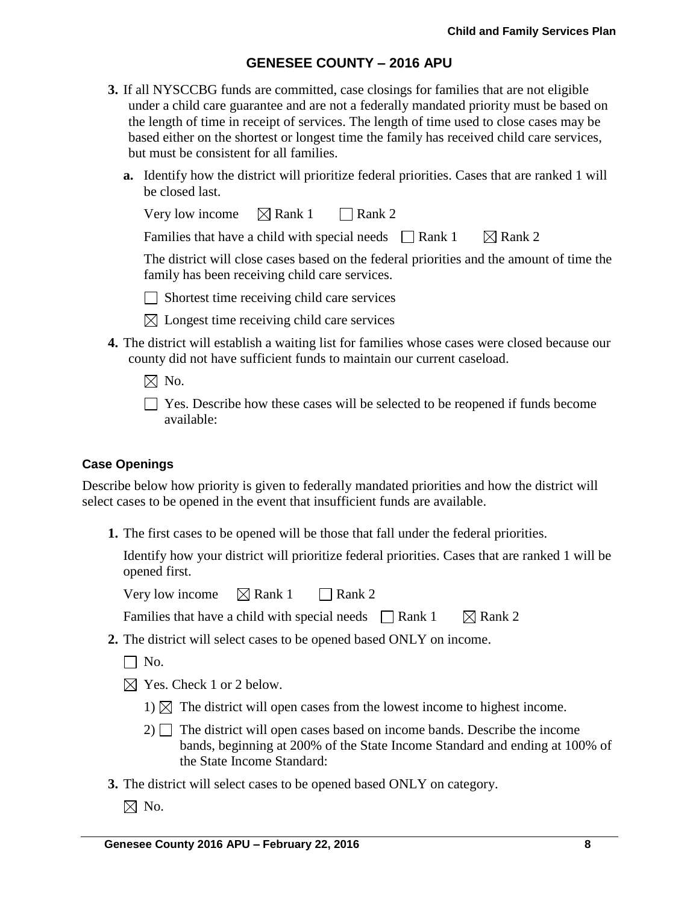## GENESEE COUNTY – 2016 APU

**3.** If all NYSCCBG funds are committed, case closings for families that are not eligible under a child care guarantee and are not a federally mandated priority must be based on the length of time in receipt of services. The length of time used to close cases may be based either on the shortest or longest time the family has received child care services, but must be consistent for all families.

**a.** Identify how the district will prioritize federal priorities. Cases that are ranked 1 will be closed last.

Very low income ☒ Rank 1 ☐ Rank 2

Families that have a child with special needs ☐ Rank 1 ☒ Rank 2

The district will close cases based on the federal priorities and the amount of time the family has been receiving child care services.

☐ Shortest time receiving child care services

☒ Longest time receiving child care services

**4.** The district will establish a waiting list for families whose cases were closed because our county did not have sufficient funds to maintain our current caseload.

☒ No.

☐ Yes. Describe how these cases will be selected to be reopened if funds become available:

### Case Openings

Describe below how priority is given to federally mandated priorities and how the district will select cases to be opened in the event that insufficient funds are available.

**1.** The first cases to be opened will be those that fall under the federal priorities.

Identify how your district will prioritize federal priorities. Cases that are ranked 1 will be opened first.

Very low income ☒ Rank 1 ☐ Rank 2

Families that have a child with special needs ☐ Rank 1 ☒ Rank 2

**2.** The district will select cases to be opened based ONLY on income.

☐ No.

☒ Yes. Check 1 or 2 below.

1) ☒ The district will open cases from the lowest income to highest income.

2) ☐ The district will open cases based on income bands. Describe the income bands, beginning at 200% of the State Income Standard and ending at 100% of the State Income Standard:

**3.** The district will select cases to be opened based ONLY on category.

☒ No.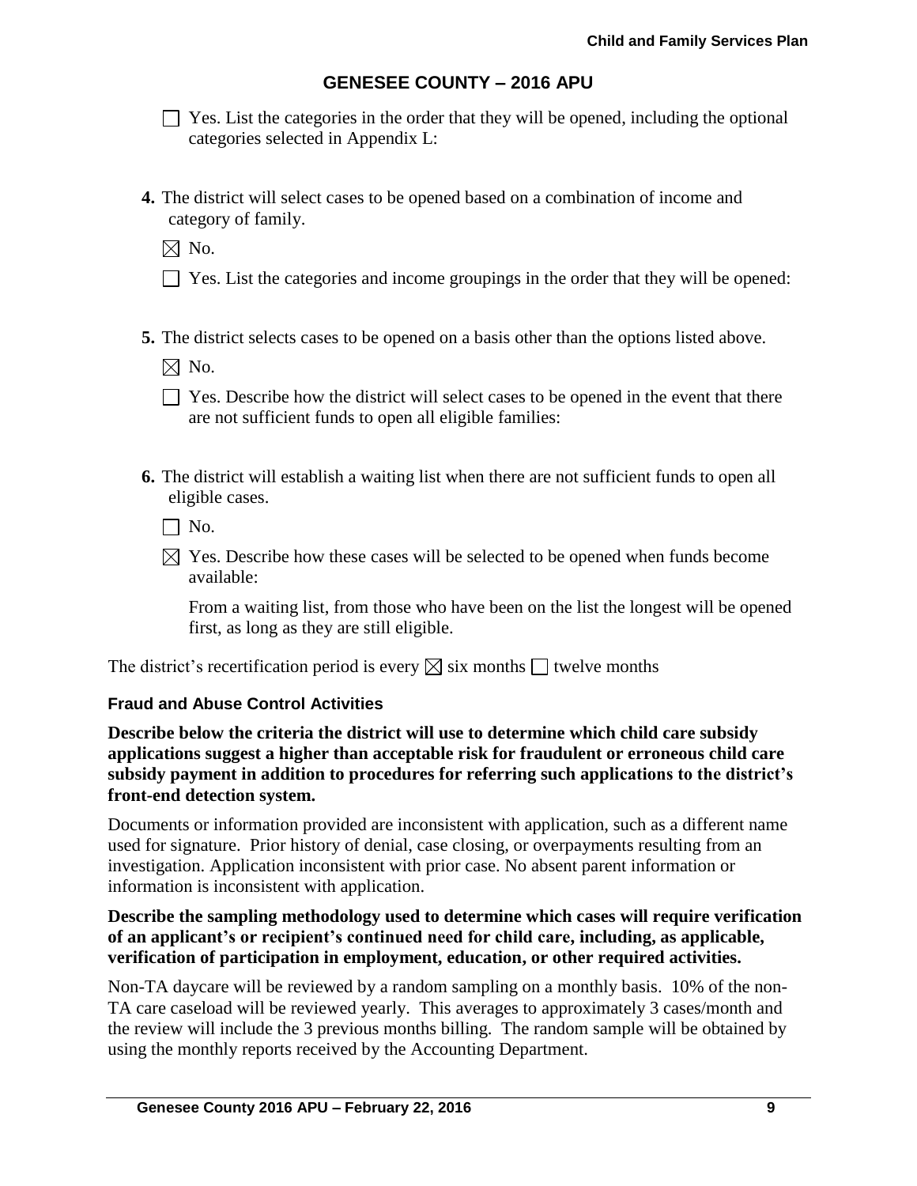☐ Yes. List the categories in the order that they will be opened, including the optional categories selected in Appendix L:

**4.** The district will select cases to be opened based on a combination of income and category of family.

☒ No.

☐ Yes. List the categories and income groupings in the order that they will be opened:

**5.** The district selects cases to be opened on a basis other than the options listed above.

☒ No.

☐ Yes. Describe how the district will select cases to be opened in the event that there are not sufficient funds to open all eligible families:

**6.** The district will establish a waiting list when there are not sufficient funds to open all eligible cases.

☐ No.

☒ Yes. Describe how these cases will be selected to be opened when funds become available:

From a waiting list, from those who have been on the list the longest will be opened first, as long as they are still eligible.

The district's recertification period is every ☒ six months ☐ twelve months

### Fraud and Abuse Control Activities

**Describe below the criteria the district will use to determine which child care subsidy applications suggest a higher than acceptable risk for fraudulent or erroneous child care subsidy payment in addition to procedures for referring such applications to the district's front-end detection system.**

Documents or information provided are inconsistent with application, such as a different name used for signature. Prior history of denial, case closing, or overpayments resulting from an investigation. Application inconsistent with prior case. No absent parent information or information is inconsistent with application.

**Describe the sampling methodology used to determine which cases will require verification of an applicant's or recipient's continued need for child care, including, as applicable, verification of participation in employment, education, or other required activities.**

Non-TA daycare will be reviewed by a random sampling on a monthly basis. 10% of the non-TA care caseload will be reviewed yearly. This averages to approximately 3 cases/month and the review will include the 3 previous months billing. The random sample will be obtained by using the monthly reports received by the Accounting Department.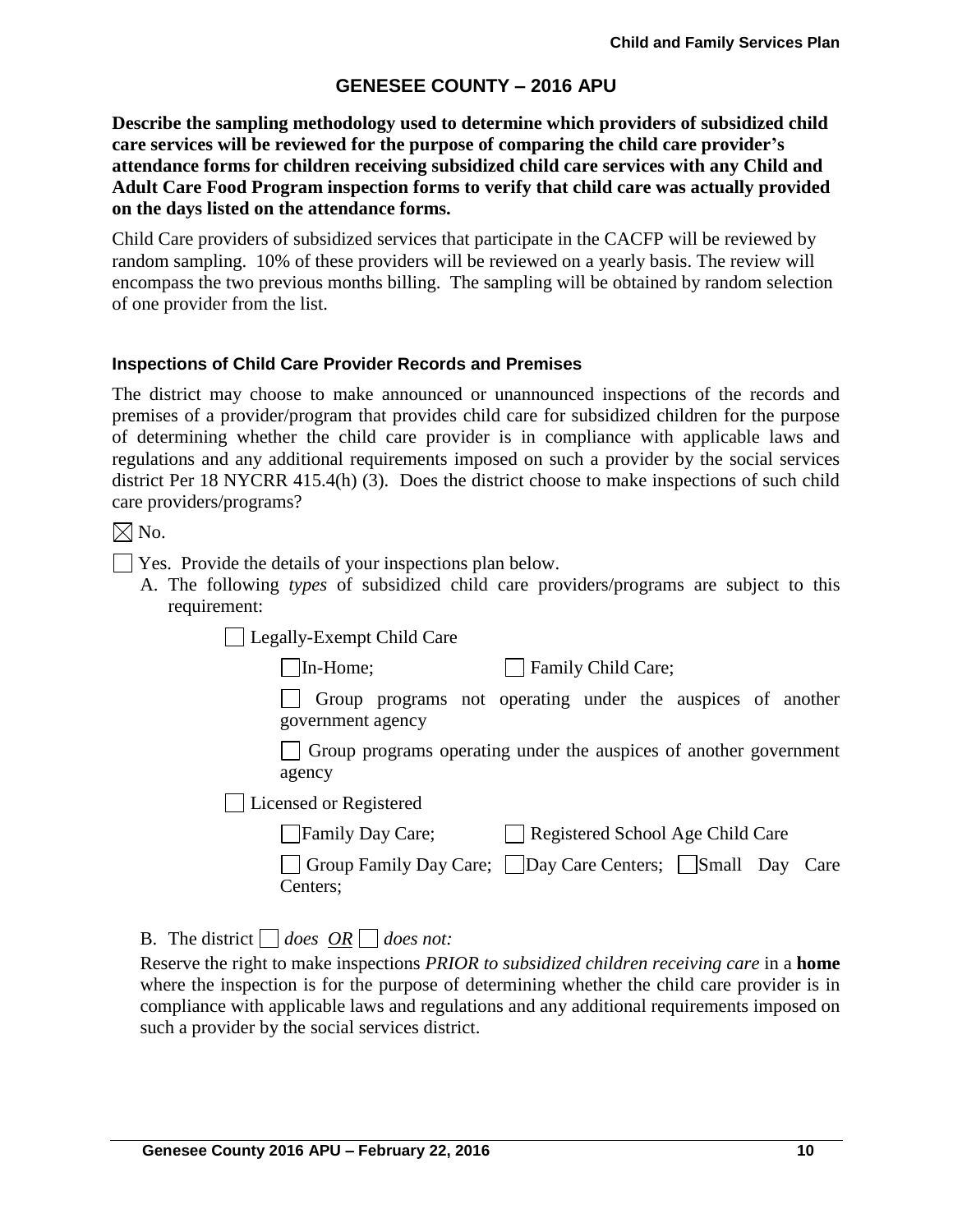## GENESEE COUNTY – 2016 APU

**Describe the sampling methodology used to determine which providers of subsidized child care services will be reviewed for the purpose of comparing the child care provider's attendance forms for children receiving subsidized child care services with any Child and Adult Care Food Program inspection forms to verify that child care was actually provided on the days listed on the attendance forms.**

Child Care providers of subsidized services that participate in the CACFP will be reviewed by random sampling. 10% of these providers will be reviewed on a yearly basis. The review will encompass the two previous months billing. The sampling will be obtained by random selection of one provider from the list.

### Inspections of Child Care Provider Records and Premises

The district may choose to make announced or unannounced inspections of the records and premises of a provider/program that provides child care for subsidized children for the purpose of determining whether the child care provider is in compliance with applicable laws and regulations and any additional requirements imposed on such a provider by the social services district Per 18 NYCRR 415.4(h) (3). Does the district choose to make inspections of such child care providers/programs?

☒ No.

☐ Yes. Provide the details of your inspections plan below.

A. The following *types* of subsidized child care providers/programs are subject to this requirement:

☐ Legally-Exempt Child Care

☐ In-Home; ☐ Family Child Care;

☐ Group programs not operating under the auspices of another government agency

☐ Group programs operating under the auspices of another government agency

☐ Licensed or Registered

☐ Family Day Care; ☐ Registered School Age Child Care

☐ Group Family Day Care; ☐ Day Care Centers; ☐ Small Day Care Centers;

B. The district ☐ *does* *OR* ☐ *does not:*

Reserve the right to make inspections *PRIOR to subsidized children receiving care* in a **home** where the inspection is for the purpose of determining whether the child care provider is in compliance with applicable laws and regulations and any additional requirements imposed on such a provider by the social services district.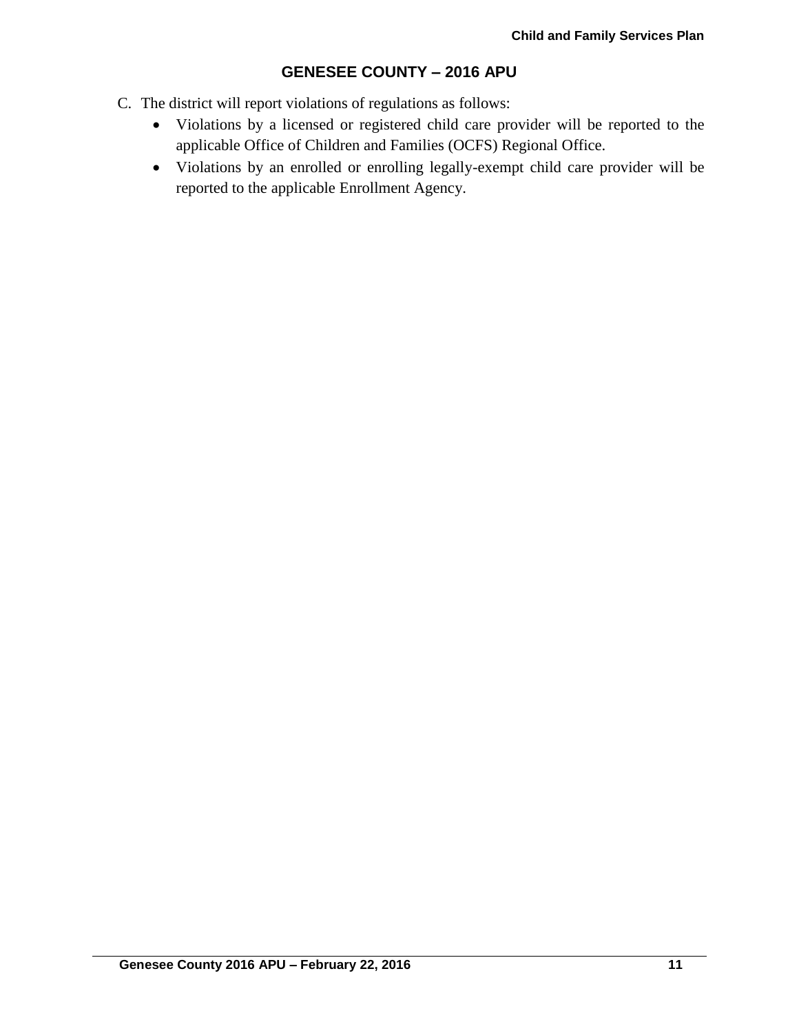C. The district will report violations of regulations as follows:
   - Violations by a licensed or registered child care provider will be reported to the applicable Office of Children and Families (OCFS) Regional Office.
   - Violations by an enrolled or enrolling legally-exempt child care provider will be reported to the applicable Enrollment Agency.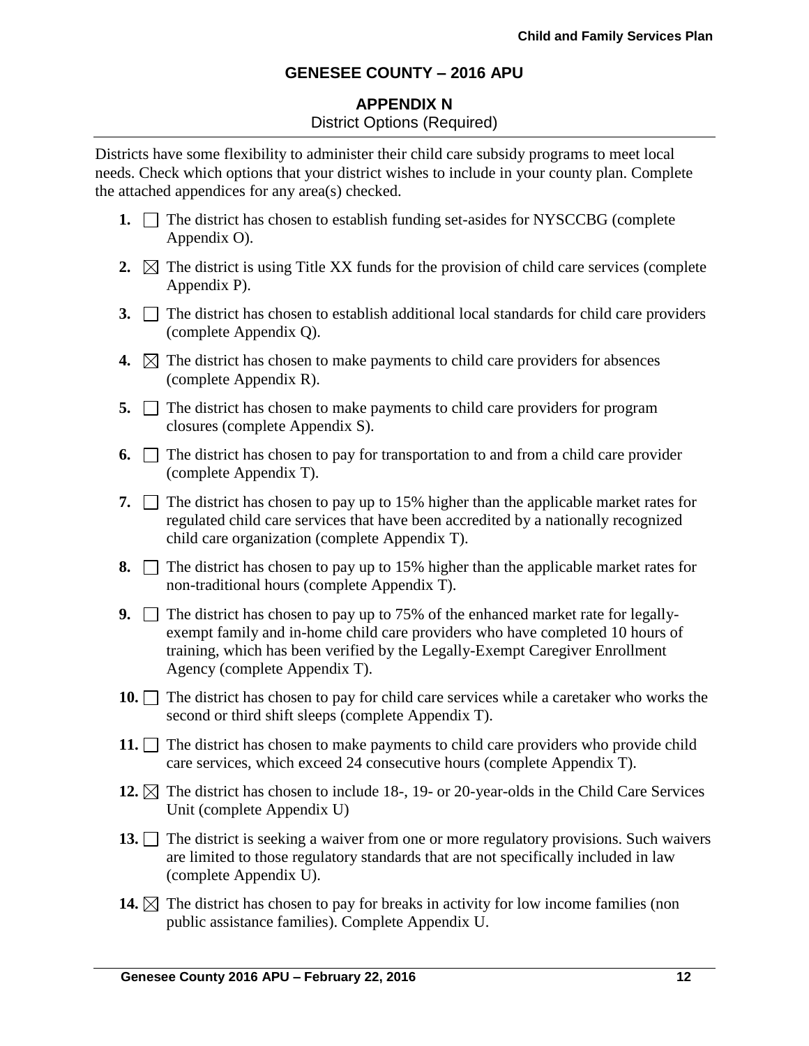## GENESEE COUNTY – 2016 APU

### APPENDIX N

District Options (Required)

Districts have some flexibility to administer their child care subsidy programs to meet local needs. Check which options that your district wishes to include in your county plan. Complete the attached appendices for any area(s) checked.

1. ☐ The district has chosen to establish funding set-asides for NYSCCBG (complete Appendix O).
2. ☒ The district is using Title XX funds for the provision of child care services (complete Appendix P).
3. ☐ The district has chosen to establish additional local standards for child care providers (complete Appendix Q).
4. ☒ The district has chosen to make payments to child care providers for absences (complete Appendix R).
5. ☐ The district has chosen to make payments to child care providers for program closures (complete Appendix S).
6. ☐ The district has chosen to pay for transportation to and from a child care provider (complete Appendix T).
7. ☐ The district has chosen to pay up to 15% higher than the applicable market rates for regulated child care services that have been accredited by a nationally recognized child care organization (complete Appendix T).
8. ☐ The district has chosen to pay up to 15% higher than the applicable market rates for non-traditional hours (complete Appendix T).
9. ☐ The district has chosen to pay up to 75% of the enhanced market rate for legally-exempt family and in-home child care providers who have completed 10 hours of training, which has been verified by the Legally-Exempt Caregiver Enrollment Agency (complete Appendix T).
10. ☐ The district has chosen to pay for child care services while a caretaker who works the second or third shift sleeps (complete Appendix T).
11. ☐ The district has chosen to make payments to child care providers who provide child care services, which exceed 24 consecutive hours (complete Appendix T).
12. ☒ The district has chosen to include 18-, 19- or 20-year-olds in the Child Care Services Unit (complete Appendix U)
13. ☐ The district is seeking a waiver from one or more regulatory provisions. Such waivers are limited to those regulatory standards that are not specifically included in law (complete Appendix U).
14. ☒ The district has chosen to pay for breaks in activity for low income families (non public assistance families). Complete Appendix U.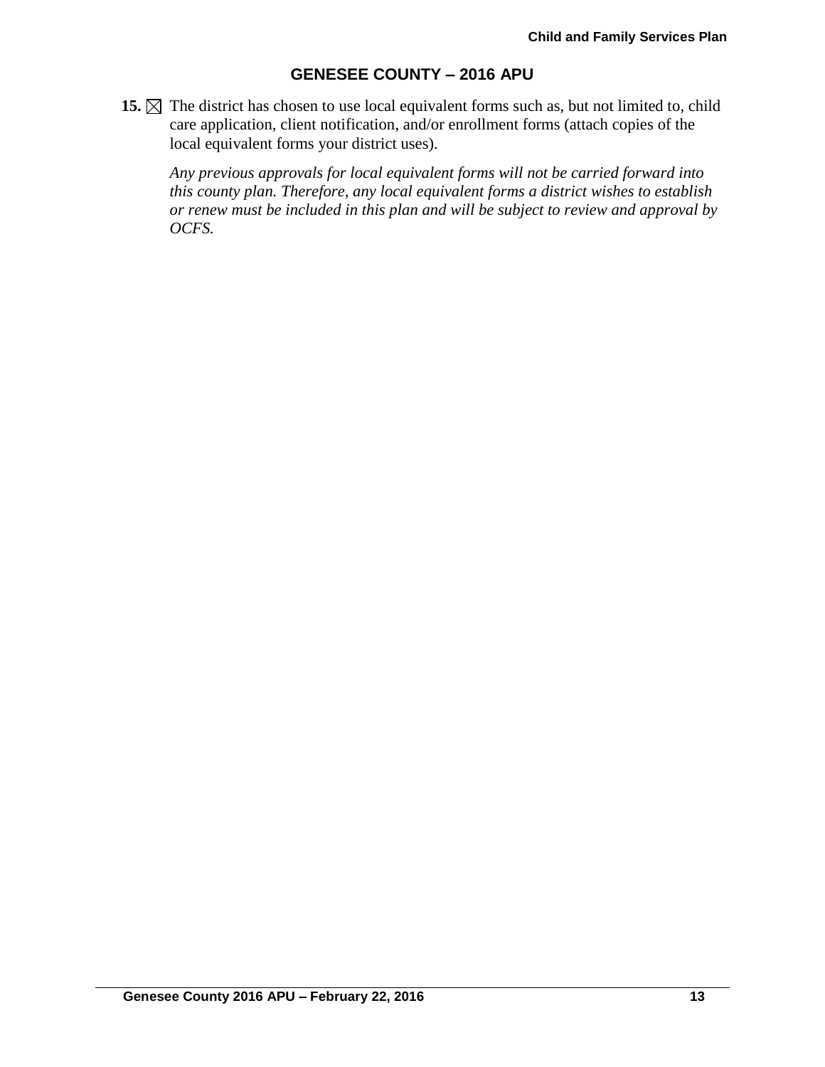## GENESEE COUNTY – 2016 APU

**15.** ☒ The district has chosen to use local equivalent forms such as, but not limited to, child care application, client notification, and/or enrollment forms (attach copies of the local equivalent forms your district uses).

*Any previous approvals for local equivalent forms will not be carried forward into this county plan. Therefore, any local equivalent forms a district wishes to establish or renew must be included in this plan and will be subject to review and approval by OCFS.*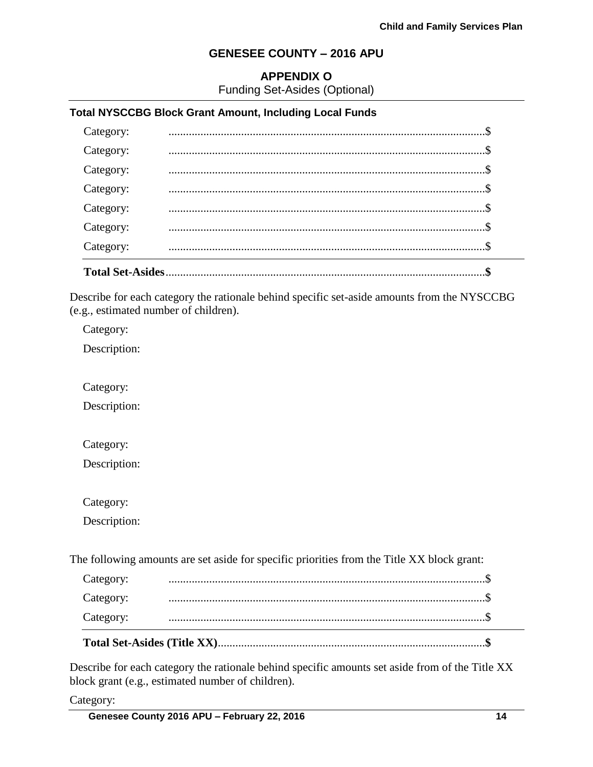## GENESEE COUNTY – 2016 APU

### APPENDIX O

Funding Set-Asides (Optional)

**Total NYSCCBG Block Grant Amount, Including Local Funds**

Category: ..............................................................................................$

Category: ..............................................................................................$

Category: ..............................................................................................$

Category: ..............................................................................................$

Category: ..............................................................................................$

Category: ..............................................................................................$

Category: ..............................................................................................$

**Total Set-Asides**..............................................................................................**$**

Describe for each category the rationale behind specific set-aside amounts from the NYSCCBG (e.g., estimated number of children).

Category:

Description:

Category:

Description:

Category:

Description:

Category:

Description:

The following amounts are set aside for specific priorities from the Title XX block grant:

Category: ..............................................................................................$

Category: ..............................................................................................$

Category: ..............................................................................................$

**Total Set-Asides (Title XX)**............................................................................................**$**

Describe for each category the rationale behind specific amounts set aside from of the Title XX block grant (e.g., estimated number of children).

Category: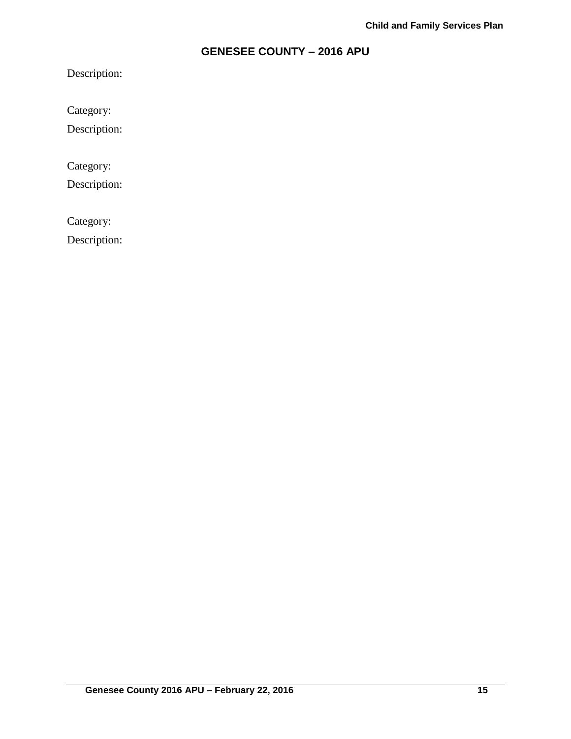## GENESEE COUNTY – 2016 APU

Description:

Category:

Description:

Category:

Description:

Category:

Description: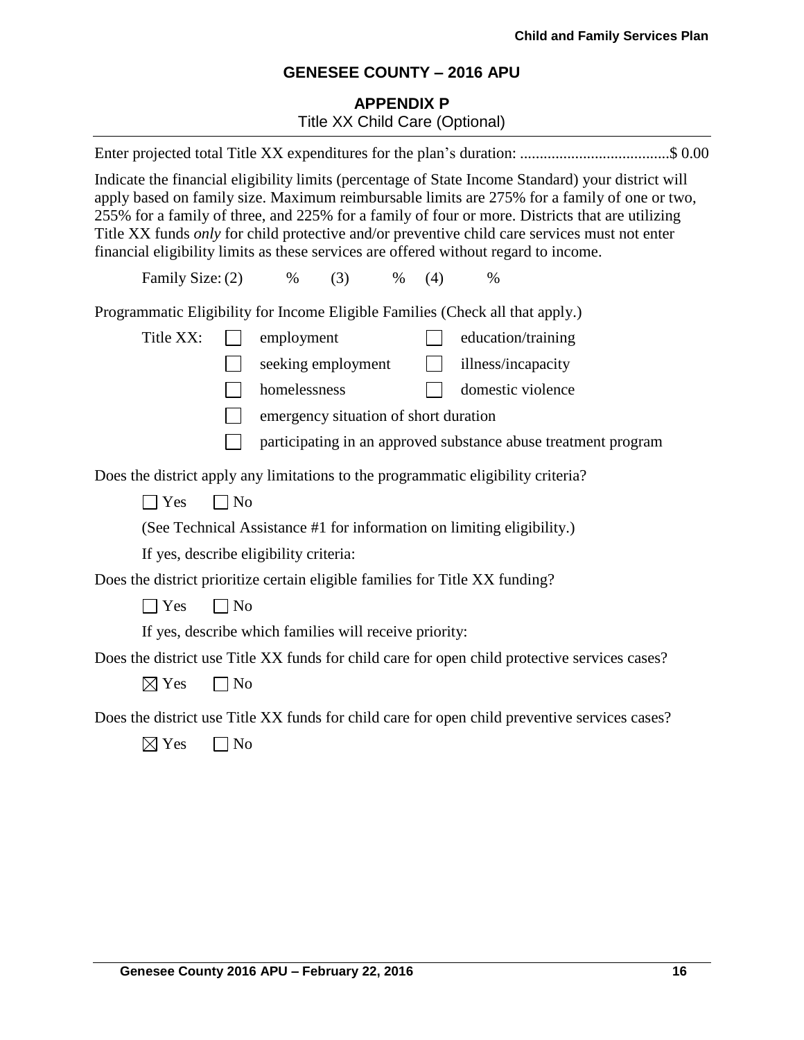## GENESEE COUNTY – 2016 APU

### APPENDIX P

Title XX Child Care (Optional)

Enter projected total Title XX expenditures for the plan's duration: ......................................$ 0.00

Indicate the financial eligibility limits (percentage of State Income Standard) your district will apply based on family size. Maximum reimbursable limits are 275% for a family of one or two, 255% for a family of three, and 225% for a family of four or more. Districts that are utilizing Title XX funds *only* for child protective and/or preventive child care services must not enter financial eligibility limits as these services are offered without regard to income.

Family Size: (2) % (3) % (4) %

Programmatic Eligibility for Income Eligible Families (Check all that apply.)

Title XX:

- ☐ employment
- ☐ education/training
- ☐ seeking employment
- ☐ illness/incapacity
- ☐ homelessness
- ☐ domestic violence
- ☐ emergency situation of short duration
- ☐ participating in an approved substance abuse treatment program

Does the district apply any limitations to the programmatic eligibility criteria?

☐ Yes ☐ No

(See Technical Assistance #1 for information on limiting eligibility.)

If yes, describe eligibility criteria:

Does the district prioritize certain eligible families for Title XX funding?

☐ Yes ☐ No

If yes, describe which families will receive priority:

Does the district use Title XX funds for child care for open child protective services cases?

☒ Yes ☐ No

Does the district use Title XX funds for child care for open child preventive services cases?

☒ Yes ☐ No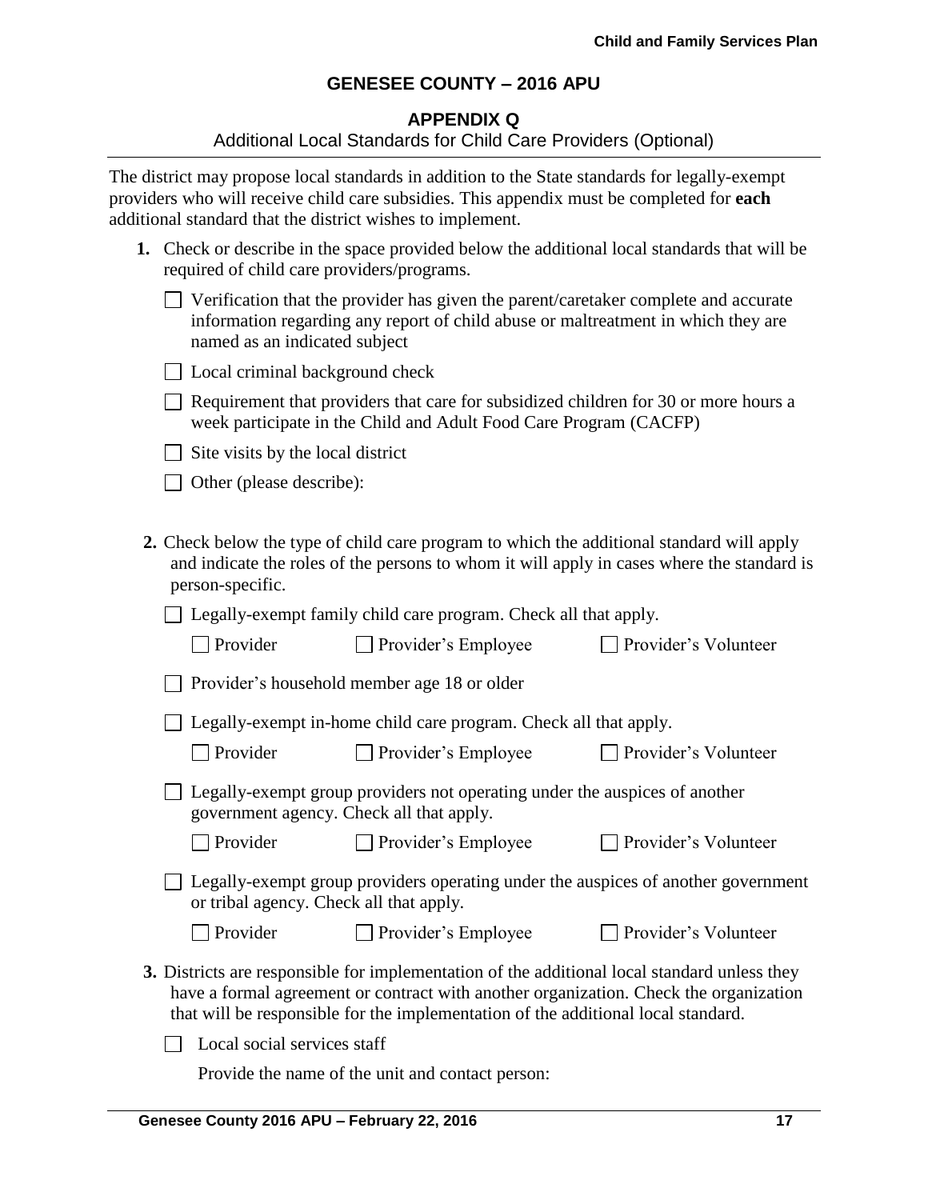## GENESEE COUNTY – 2016 APU

### APPENDIX Q

Additional Local Standards for Child Care Providers (Optional)

The district may propose local standards in addition to the State standards for legally-exempt providers who will receive child care subsidies. This appendix must be completed for **each** additional standard that the district wishes to implement.

1. Check or describe in the space provided below the additional local standards that will be required of child care providers/programs.

   ☐ Verification that the provider has given the parent/caretaker complete and accurate information regarding any report of child abuse or maltreatment in which they are named as an indicated subject

   ☐ Local criminal background check

   ☐ Requirement that providers that care for subsidized children for 30 or more hours a week participate in the Child and Adult Food Care Program (CACFP)

   ☐ Site visits by the local district

   ☐ Other (please describe):

2. Check below the type of child care program to which the additional standard will apply and indicate the roles of the persons to whom it will apply in cases where the standard is person-specific.

   ☐ Legally-exempt family child care program. Check all that apply.

   ☐ Provider ☐ Provider's Employee ☐ Provider's Volunteer

   ☐ Provider's household member age 18 or older

   ☐ Legally-exempt in-home child care program. Check all that apply.

   ☐ Provider ☐ Provider's Employee ☐ Provider's Volunteer

   ☐ Legally-exempt group providers not operating under the auspices of another government agency. Check all that apply.

   ☐ Provider ☐ Provider's Employee ☐ Provider's Volunteer

   ☐ Legally-exempt group providers operating under the auspices of another government or tribal agency. Check all that apply.

   ☐ Provider ☐ Provider's Employee ☐ Provider's Volunteer

3. Districts are responsible for implementation of the additional local standard unless they have a formal agreement or contract with another organization. Check the organization that will be responsible for the implementation of the additional local standard.

   ☐ Local social services staff

   Provide the name of the unit and contact person: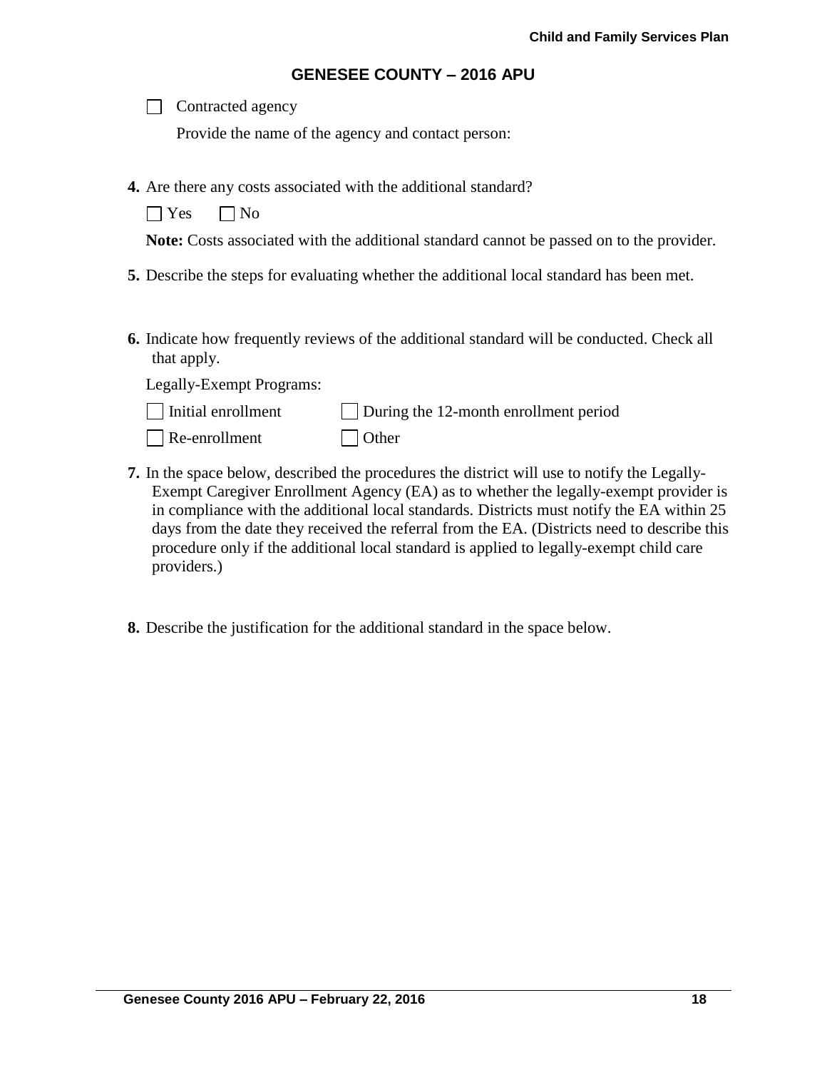## GENESEE COUNTY – 2016 APU

☐ Contracted agency

Provide the name of the agency and contact person:

**4.** Are there any costs associated with the additional standard?

☐ Yes ☐ No

**Note:** Costs associated with the additional standard cannot be passed on to the provider.

**5.** Describe the steps for evaluating whether the additional local standard has been met.

**6.** Indicate how frequently reviews of the additional standard will be conducted. Check all that apply.

Legally-Exempt Programs:

☐ Initial enrollment ☐ During the 12-month enrollment period

☐ Re-enrollment ☐ Other

**7.** In the space below, described the procedures the district will use to notify the Legally-Exempt Caregiver Enrollment Agency (EA) as to whether the legally-exempt provider is in compliance with the additional local standards. Districts must notify the EA within 25 days from the date they received the referral from the EA. (Districts need to describe this procedure only if the additional local standard is applied to legally-exempt child care providers.)

**8.** Describe the justification for the additional standard in the space below.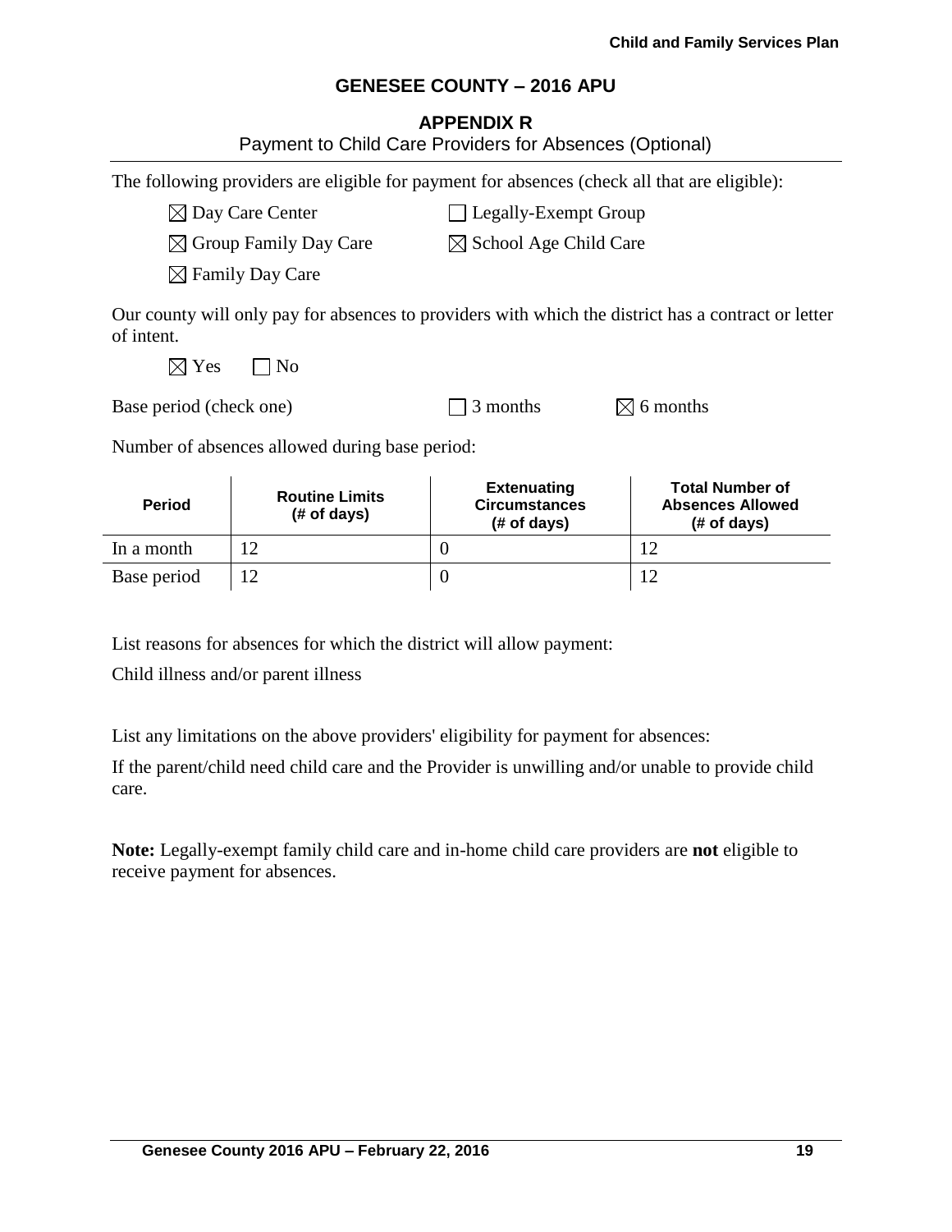## GENESEE COUNTY – 2016 APU

### APPENDIX R

Payment to Child Care Providers for Absences (Optional)

The following providers are eligible for payment for absences (check all that are eligible):

☒ Day Care Center ☐ Legally-Exempt Group

☒ Group Family Day Care ☒ School Age Child Care

☒ Family Day Care

Our county will only pay for absences to providers with which the district has a contract or letter of intent.

☒ Yes ☐ No

Base period (check one) ☐ 3 months ☒ 6 months

Number of absences allowed during base period:

| Period | Routine Limits (# of days) | Extenuating Circumstances (# of days) | Total Number of Absences Allowed (# of days) |
|---|---|---|---|
| In a month | 12 | 0 | 12 |
| Base period | 12 | 0 | 12 |

List reasons for absences for which the district will allow payment:

Child illness and/or parent illness

List any limitations on the above providers' eligibility for payment for absences:

If the parent/child need child care and the Provider is unwilling and/or unable to provide child care.

**Note:** Legally-exempt family child care and in-home child care providers are **not** eligible to receive payment for absences.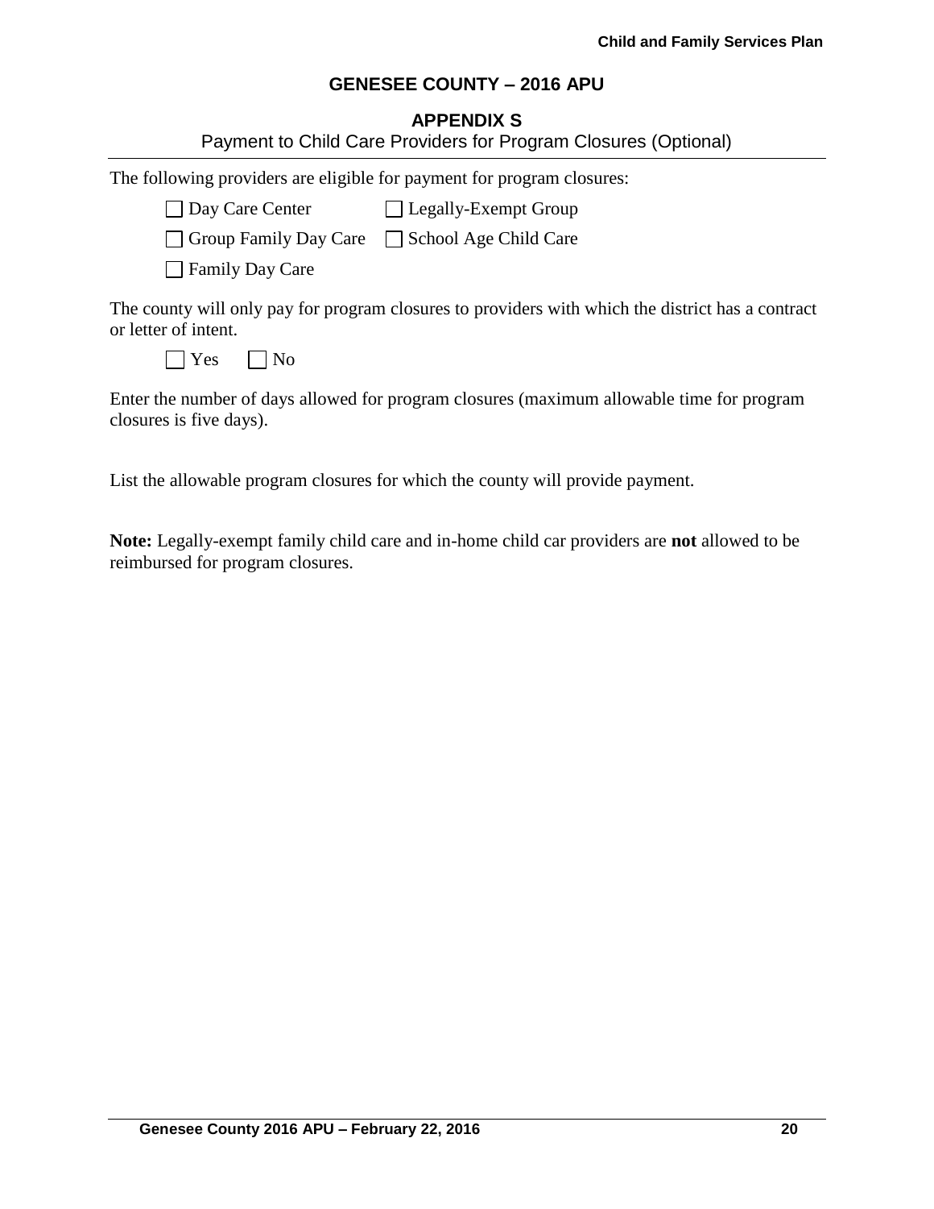## GENESEE COUNTY – 2016 APU

### APPENDIX S

Payment to Child Care Providers for Program Closures (Optional)

The following providers are eligible for payment for program closures:

☐ Day Care Center ☐ Legally-Exempt Group

☐ Group Family Day Care ☐ School Age Child Care

☐ Family Day Care

The county will only pay for program closures to providers with which the district has a contract or letter of intent.

☐ Yes ☐ No

Enter the number of days allowed for program closures (maximum allowable time for program closures is five days).

List the allowable program closures for which the county will provide payment.

**Note:** Legally-exempt family child care and in-home child car providers are **not** allowed to be reimbursed for program closures.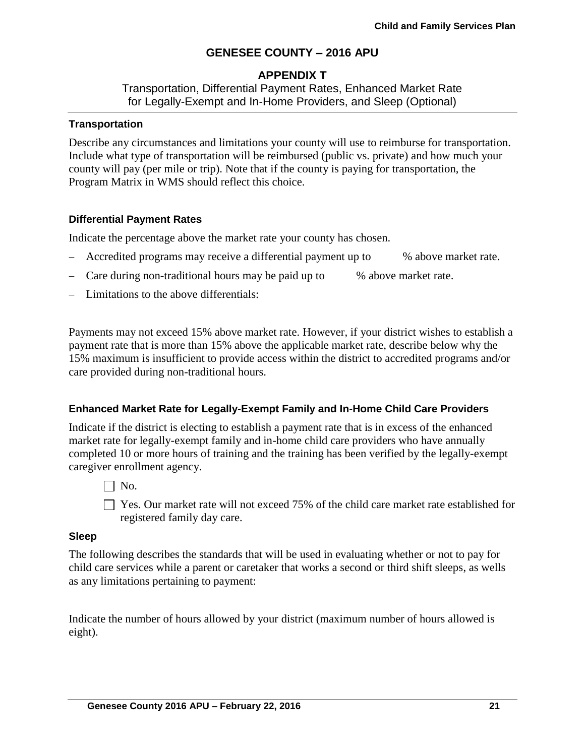# GENESEE COUNTY – 2016 APU

## APPENDIX T

Transportation, Differential Payment Rates, Enhanced Market Rate for Legally-Exempt and In-Home Providers, and Sleep (Optional)

### Transportation

Describe any circumstances and limitations your county will use to reimburse for transportation. Include what type of transportation will be reimbursed (public vs. private) and how much your county will pay (per mile or trip). Note that if the county is paying for transportation, the Program Matrix in WMS should reflect this choice.

### Differential Payment Rates

Indicate the percentage above the market rate your county has chosen.

- Accredited programs may receive a differential payment up to      % above market rate.
- Care during non-traditional hours may be paid up to      % above market rate.
- Limitations to the above differentials:

Payments may not exceed 15% above market rate. However, if your district wishes to establish a payment rate that is more than 15% above the applicable market rate, describe below why the 15% maximum is insufficient to provide access within the district to accredited programs and/or care provided during non-traditional hours.

### Enhanced Market Rate for Legally-Exempt Family and In-Home Child Care Providers

Indicate if the district is electing to establish a payment rate that is in excess of the enhanced market rate for legally-exempt family and in-home child care providers who have annually completed 10 or more hours of training and the training has been verified by the legally-exempt caregiver enrollment agency.

☐ No.

☐ Yes. Our market rate will not exceed 75% of the child care market rate established for registered family day care.

### Sleep

The following describes the standards that will be used in evaluating whether or not to pay for child care services while a parent or caretaker that works a second or third shift sleeps, as wells as any limitations pertaining to payment:

Indicate the number of hours allowed by your district (maximum number of hours allowed is eight).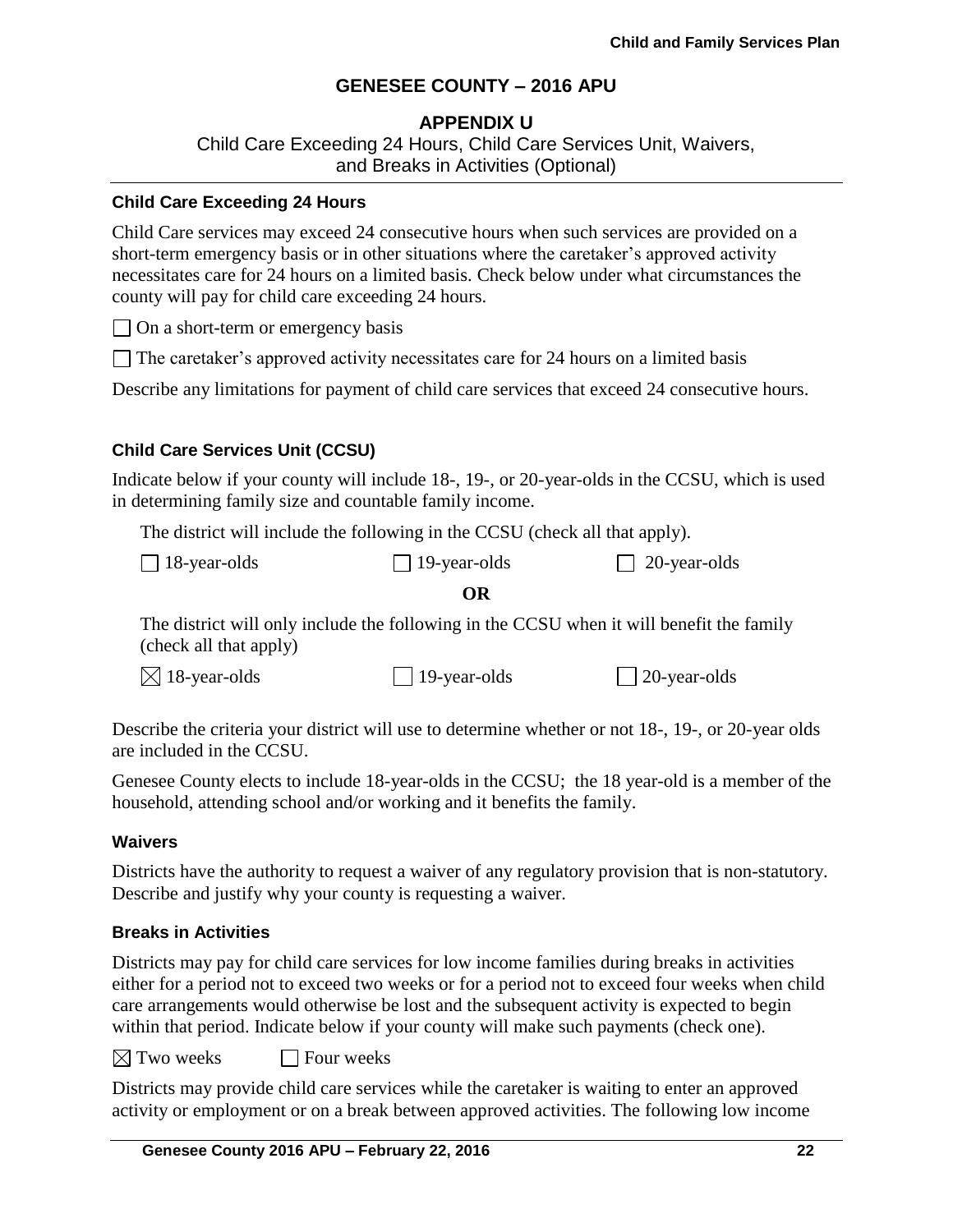# GENESEE COUNTY – 2016 APU

## APPENDIX U

Child Care Exceeding 24 Hours, Child Care Services Unit, Waivers, and Breaks in Activities (Optional)

### Child Care Exceeding 24 Hours

Child Care services may exceed 24 consecutive hours when such services are provided on a short-term emergency basis or in other situations where the caretaker's approved activity necessitates care for 24 hours on a limited basis. Check below under what circumstances the county will pay for child care exceeding 24 hours.

☐ On a short-term or emergency basis

☐ The caretaker's approved activity necessitates care for 24 hours on a limited basis

Describe any limitations for payment of child care services that exceed 24 consecutive hours.

### Child Care Services Unit (CCSU)

Indicate below if your county will include 18-, 19-, or 20-year-olds in the CCSU, which is used in determining family size and countable family income.

The district will include the following in the CCSU (check all that apply).

☐ 18-year-olds ☐ 19-year-olds ☐ 20-year-olds

**OR**

The district will only include the following in the CCSU when it will benefit the family (check all that apply)

☒ 18-year-olds ☐ 19-year-olds ☐ 20-year-olds

Describe the criteria your district will use to determine whether or not 18-, 19-, or 20-year olds are included in the CCSU.

Genesee County elects to include 18-year-olds in the CCSU; the 18 year-old is a member of the household, attending school and/or working and it benefits the family.

### Waivers

Districts have the authority to request a waiver of any regulatory provision that is non-statutory. Describe and justify why your county is requesting a waiver.

### Breaks in Activities

Districts may pay for child care services for low income families during breaks in activities either for a period not to exceed two weeks or for a period not to exceed four weeks when child care arrangements would otherwise be lost and the subsequent activity is expected to begin within that period. Indicate below if your county will make such payments (check one).

☒ Two weeks ☐ Four weeks

Districts may provide child care services while the caretaker is waiting to enter an approved activity or employment or on a break between approved activities. The following low income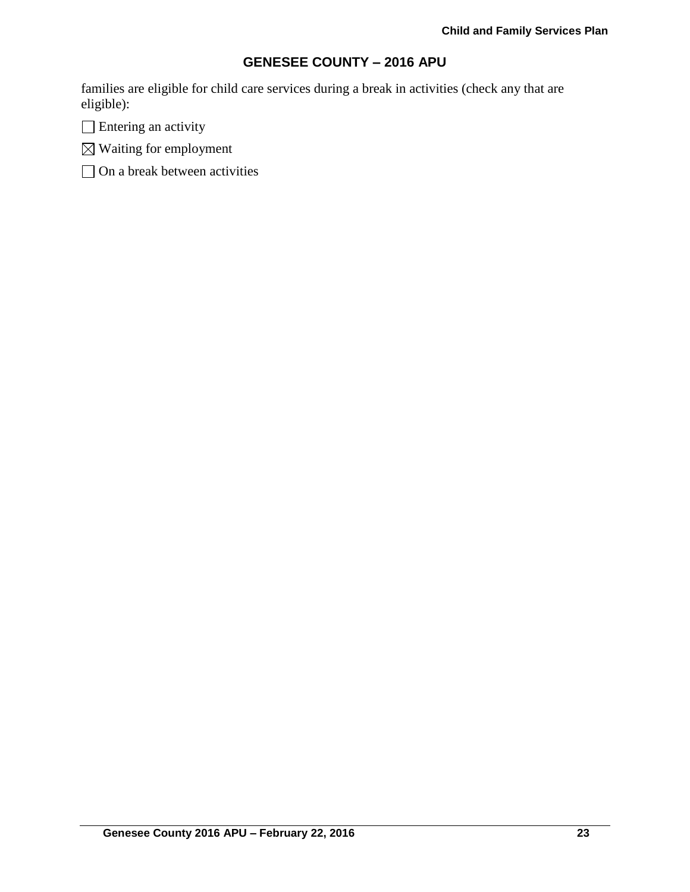families are eligible for child care services during a break in activities (check any that are eligible):

☐ Entering an activity

☒ Waiting for employment

☐ On a break between activities